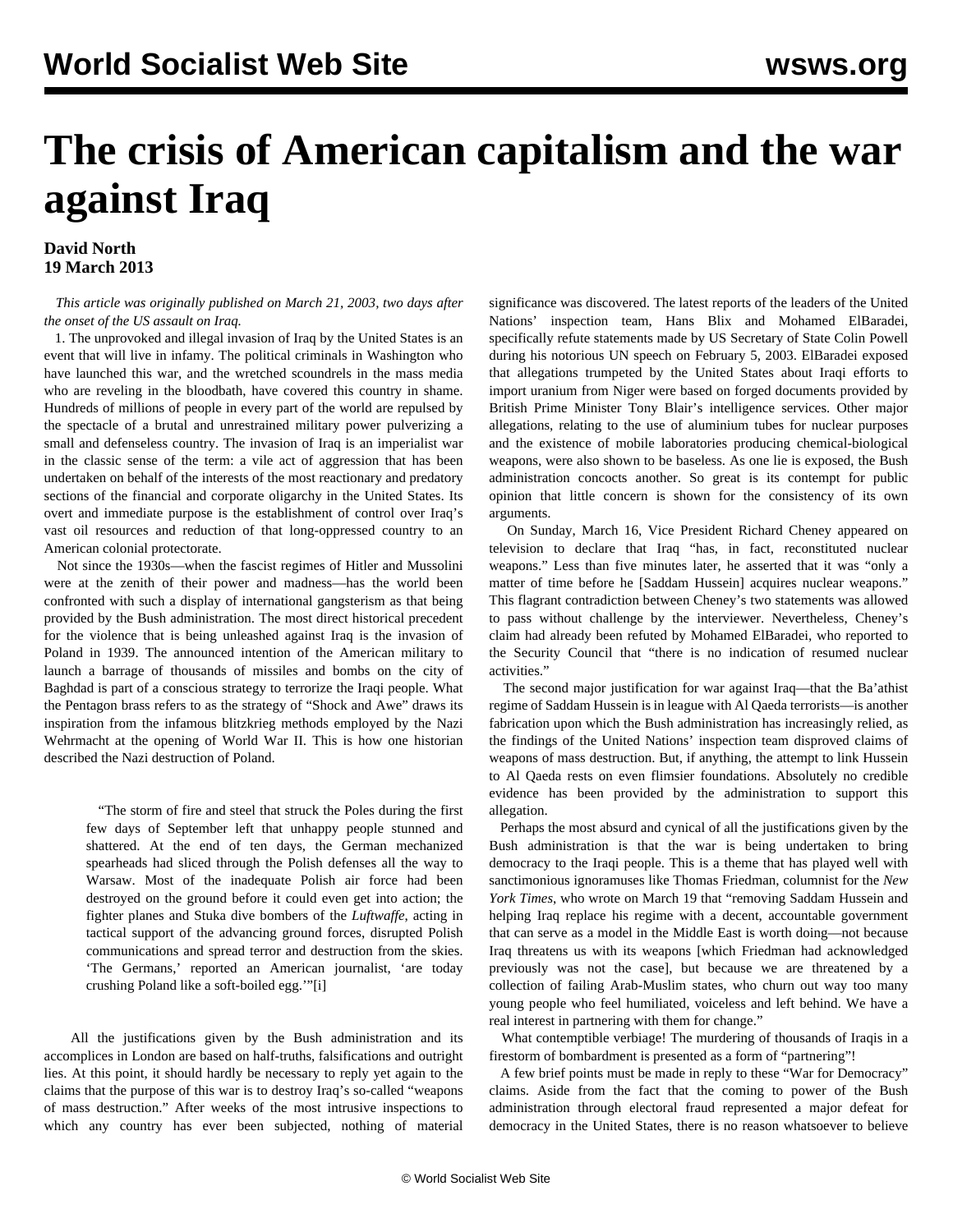# The crisis of American capitalism and the war against Iraq

**David North**
**19 March 2013**

*This article was originally published on March 21, 2003, two days after the onset of the US assault on Iraq.*

1. The unprovoked and illegal invasion of Iraq by the United States is an event that will live in infamy. The political criminals in Washington who have launched this war, and the wretched scoundrels in the mass media who are reveling in the bloodbath, have covered this country in shame. Hundreds of millions of people in every part of the world are repulsed by the spectacle of a brutal and unrestrained military power pulverizing a small and defenseless country. The invasion of Iraq is an imperialist war in the classic sense of the term: a vile act of aggression that has been undertaken on behalf of the interests of the most reactionary and predatory sections of the financial and corporate oligarchy in the United States. Its overt and immediate purpose is the establishment of control over Iraq's vast oil resources and reduction of that long-oppressed country to an American colonial protectorate.

Not since the 1930s—when the fascist regimes of Hitler and Mussolini were at the zenith of their power and madness—has the world been confronted with such a display of international gangsterism as that being provided by the Bush administration. The most direct historical precedent for the violence that is being unleashed against Iraq is the invasion of Poland in 1939. The announced intention of the American military to launch a barrage of thousands of missiles and bombs on the city of Baghdad is part of a conscious strategy to terrorize the Iraqi people. What the Pentagon brass refers to as the strategy of "Shock and Awe" draws its inspiration from the infamous blitzkrieg methods employed by the Nazi Wehrmacht at the opening of World War II. This is how one historian described the Nazi destruction of Poland.

> "The storm of fire and steel that struck the Poles during the first few days of September left that unhappy people stunned and shattered. At the end of ten days, the German mechanized spearheads had sliced through the Polish defenses all the way to Warsaw. Most of the inadequate Polish air force had been destroyed on the ground before it could even get into action; the fighter planes and Stuka dive bombers of the *Luftwaffe*, acting in tactical support of the advancing ground forces, disrupted Polish communications and spread terror and destruction from the skies. 'The Germans,' reported an American journalist, 'are today crushing Poland like a soft-boiled egg.'"[i]

All the justifications given by the Bush administration and its accomplices in London are based on half-truths, falsifications and outright lies. At this point, it should hardly be necessary to reply yet again to the claims that the purpose of this war is to destroy Iraq's so-called "weapons of mass destruction." After weeks of the most intrusive inspections to which any country has ever been subjected, nothing of material significance was discovered. The latest reports of the leaders of the United Nations' inspection team, Hans Blix and Mohamed ElBaradei, specifically refute statements made by US Secretary of State Colin Powell during his notorious UN speech on February 5, 2003. ElBaradei exposed that allegations trumpeted by the United States about Iraqi efforts to import uranium from Niger were based on forged documents provided by British Prime Minister Tony Blair's intelligence services. Other major allegations, relating to the use of aluminium tubes for nuclear purposes and the existence of mobile laboratories producing chemical-biological weapons, were also shown to be baseless. As one lie is exposed, the Bush administration concocts another. So great is its contempt for public opinion that little concern is shown for the consistency of its own arguments.

On Sunday, March 16, Vice President Richard Cheney appeared on television to declare that Iraq "has, in fact, reconstituted nuclear weapons." Less than five minutes later, he asserted that it was "only a matter of time before he [Saddam Hussein] acquires nuclear weapons." This flagrant contradiction between Cheney's two statements was allowed to pass without challenge by the interviewer. Nevertheless, Cheney's claim had already been refuted by Mohamed ElBaradei, who reported to the Security Council that "there is no indication of resumed nuclear activities."

The second major justification for war against Iraq—that the Ba'athist regime of Saddam Hussein is in league with Al Qaeda terrorists—is another fabrication upon which the Bush administration has increasingly relied, as the findings of the United Nations' inspection team disproved claims of weapons of mass destruction. But, if anything, the attempt to link Hussein to Al Qaeda rests on even flimsier foundations. Absolutely no credible evidence has been provided by the administration to support this allegation.

Perhaps the most absurd and cynical of all the justifications given by the Bush administration is that the war is being undertaken to bring democracy to the Iraqi people. This is a theme that has played well with sanctimonious ignoramuses like Thomas Friedman, columnist for the *New York Times*, who wrote on March 19 that "removing Saddam Hussein and helping Iraq replace his regime with a decent, accountable government that can serve as a model in the Middle East is worth doing—not because Iraq threatens us with its weapons [which Friedman had acknowledged previously was not the case], but because we are threatened by a collection of failing Arab-Muslim states, who churn out way too many young people who feel humiliated, voiceless and left behind. We have a real interest in partnering with them for change."

What contemptible verbiage! The murdering of thousands of Iraqis in a firestorm of bombardment is presented as a form of "partnering"!

A few brief points must be made in reply to these "War for Democracy" claims. Aside from the fact that the coming to power of the Bush administration through electoral fraud represented a major defeat for democracy in the United States, there is no reason whatsoever to believe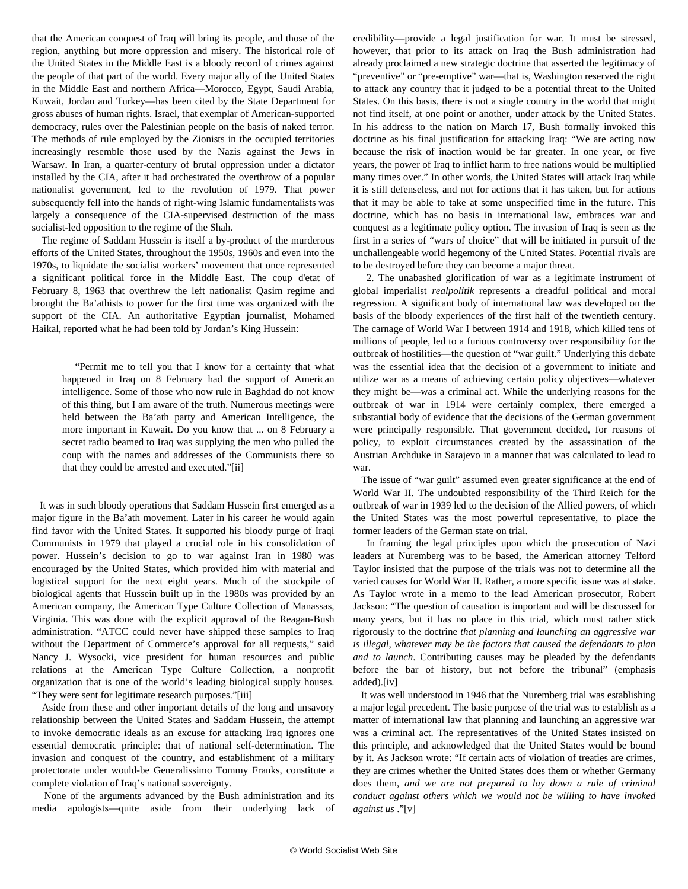that the American conquest of Iraq will bring its people, and those of the region, anything but more oppression and misery. The historical role of the United States in the Middle East is a bloody record of crimes against the people of that part of the world. Every major ally of the United States in the Middle East and northern Africa—Morocco, Egypt, Saudi Arabia, Kuwait, Jordan and Turkey—has been cited by the State Department for gross abuses of human rights. Israel, that exemplar of American-supported democracy, rules over the Palestinian people on the basis of naked terror. The methods of rule employed by the Zionists in the occupied territories increasingly resemble those used by the Nazis against the Jews in Warsaw. In Iran, a quarter-century of brutal oppression under a dictator installed by the CIA, after it had orchestrated the overthrow of a popular nationalist government, led to the revolution of 1979. That power subsequently fell into the hands of right-wing Islamic fundamentalists was largely a consequence of the CIA-supervised destruction of the mass socialist-led opposition to the regime of the Shah.

The regime of Saddam Hussein is itself a by-product of the murderous efforts of the United States, throughout the 1950s, 1960s and even into the 1970s, to liquidate the socialist workers' movement that once represented a significant political force in the Middle East. The coup d'etat of February 8, 1963 that overthrew the left nationalist Qasim regime and brought the Ba'athists to power for the first time was organized with the support of the CIA. An authoritative Egyptian journalist, Mohamed Haikal, reported what he had been told by Jordan's King Hussein:

> "Permit me to tell you that I know for a certainty that what happened in Iraq on 8 February had the support of American intelligence. Some of those who now rule in Baghdad do not know of this thing, but I am aware of the truth. Numerous meetings were held between the Ba'ath party and American Intelligence, the more important in Kuwait. Do you know that ... on 8 February a secret radio beamed to Iraq was supplying the men who pulled the coup with the names and addresses of the Communists there so that they could be arrested and executed."[ii]

It was in such bloody operations that Saddam Hussein first emerged as a major figure in the Ba'ath movement. Later in his career he would again find favor with the United States. It supported his bloody purge of Iraqi Communists in 1979 that played a crucial role in his consolidation of power. Hussein's decision to go to war against Iran in 1980 was encouraged by the United States, which provided him with material and logistical support for the next eight years. Much of the stockpile of biological agents that Hussein built up in the 1980s was provided by an American company, the American Type Culture Collection of Manassas, Virginia. This was done with the explicit approval of the Reagan-Bush administration. "ATCC could never have shipped these samples to Iraq without the Department of Commerce's approval for all requests," said Nancy J. Wysocki, vice president for human resources and public relations at the American Type Culture Collection, a nonprofit organization that is one of the world's leading biological supply houses. "They were sent for legitimate research purposes."[iii]

Aside from these and other important details of the long and unsavory relationship between the United States and Saddam Hussein, the attempt to invoke democratic ideals as an excuse for attacking Iraq ignores one essential democratic principle: that of national self-determination. The invasion and conquest of the country, and establishment of a military protectorate under would-be Generalissimo Tommy Franks, constitute a complete violation of Iraq's national sovereignty.

None of the arguments advanced by the Bush administration and its media apologists—quite aside from their underlying lack of credibility—provide a legal justification for war. It must be stressed, however, that prior to its attack on Iraq the Bush administration had already proclaimed a new strategic doctrine that asserted the legitimacy of "preventive" or "pre-emptive" war—that is, Washington reserved the right to attack any country that it judged to be a potential threat to the United States. On this basis, there is not a single country in the world that might not find itself, at one point or another, under attack by the United States. In his address to the nation on March 17, Bush formally invoked this doctrine as his final justification for attacking Iraq: "We are acting now because the risk of inaction would be far greater. In one year, or five years, the power of Iraq to inflict harm to free nations would be multiplied many times over." In other words, the United States will attack Iraq while it is still defenseless, and not for actions that it has taken, but for actions that it may be able to take at some unspecified time in the future. This doctrine, which has no basis in international law, embraces war and conquest as a legitimate policy option. The invasion of Iraq is seen as the first in a series of "wars of choice" that will be initiated in pursuit of the unchallengeable world hegemony of the United States. Potential rivals are to be destroyed before they can become a major threat.

2. The unabashed glorification of war as a legitimate instrument of global imperialist *realpolitik* represents a dreadful political and moral regression. A significant body of international law was developed on the basis of the bloody experiences of the first half of the twentieth century. The carnage of World War I between 1914 and 1918, which killed tens of millions of people, led to a furious controversy over responsibility for the outbreak of hostilities—the question of "war guilt." Underlying this debate was the essential idea that the decision of a government to initiate and utilize war as a means of achieving certain policy objectives—whatever they might be—was a criminal act. While the underlying reasons for the outbreak of war in 1914 were certainly complex, there emerged a substantial body of evidence that the decisions of the German government were principally responsible. That government decided, for reasons of policy, to exploit circumstances created by the assassination of the Austrian Archduke in Sarajevo in a manner that was calculated to lead to war.

The issue of "war guilt" assumed even greater significance at the end of World War II. The undoubted responsibility of the Third Reich for the outbreak of war in 1939 led to the decision of the Allied powers, of which the United States was the most powerful representative, to place the former leaders of the German state on trial.

In framing the legal principles upon which the prosecution of Nazi leaders at Nuremberg was to be based, the American attorney Telford Taylor insisted that the purpose of the trials was not to determine all the varied causes for World War II. Rather, a more specific issue was at stake. As Taylor wrote in a memo to the lead American prosecutor, Robert Jackson: "The question of causation is important and will be discussed for many years, but it has no place in this trial, which must rather stick rigorously to the doctrine *that planning and launching an aggressive war is illegal, whatever may be the factors that caused the defendants to plan and to launch*. Contributing causes may be pleaded by the defendants before the bar of history, but not before the tribunal" (emphasis added).[iv]

It was well understood in 1946 that the Nuremberg trial was establishing a major legal precedent. The basic purpose of the trial was to establish as a matter of international law that planning and launching an aggressive war was a criminal act. The representatives of the United States insisted on this principle, and acknowledged that the United States would be bound by it. As Jackson wrote: "If certain acts of violation of treaties are crimes, they are crimes whether the United States does them or whether Germany does them, *and we are not prepared to lay down a rule of criminal conduct against others which we would not be willing to have invoked against us* ."[v]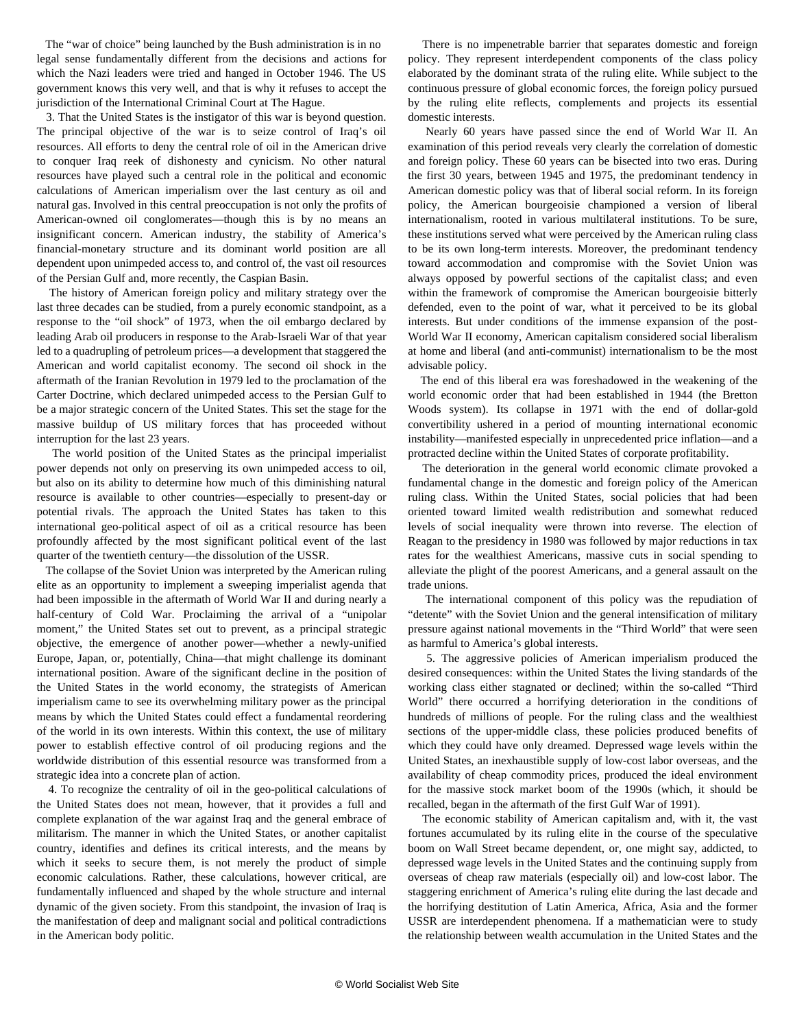The "war of choice" being launched by the Bush administration is in no legal sense fundamentally different from the decisions and actions for which the Nazi leaders were tried and hanged in October 1946. The US government knows this very well, and that is why it refuses to accept the jurisdiction of the International Criminal Court at The Hague.

3. That the United States is the instigator of this war is beyond question. The principal objective of the war is to seize control of Iraq's oil resources. All efforts to deny the central role of oil in the American drive to conquer Iraq reek of dishonesty and cynicism. No other natural resources have played such a central role in the political and economic calculations of American imperialism over the last century as oil and natural gas. Involved in this central preoccupation is not only the profits of American-owned oil conglomerates—though this is by no means an insignificant concern. American industry, the stability of America's financial-monetary structure and its dominant world position are all dependent upon unimpeded access to, and control of, the vast oil resources of the Persian Gulf and, more recently, the Caspian Basin.

The history of American foreign policy and military strategy over the last three decades can be studied, from a purely economic standpoint, as a response to the "oil shock" of 1973, when the oil embargo declared by leading Arab oil producers in response to the Arab-Israeli War of that year led to a quadrupling of petroleum prices—a development that staggered the American and world capitalist economy. The second oil shock in the aftermath of the Iranian Revolution in 1979 led to the proclamation of the Carter Doctrine, which declared unimpeded access to the Persian Gulf to be a major strategic concern of the United States. This set the stage for the massive buildup of US military forces that has proceeded without interruption for the last 23 years.

The world position of the United States as the principal imperialist power depends not only on preserving its own unimpeded access to oil, but also on its ability to determine how much of this diminishing natural resource is available to other countries—especially to present-day or potential rivals. The approach the United States has taken to this international geo-political aspect of oil as a critical resource has been profoundly affected by the most significant political event of the last quarter of the twentieth century—the dissolution of the USSR.

The collapse of the Soviet Union was interpreted by the American ruling elite as an opportunity to implement a sweeping imperialist agenda that had been impossible in the aftermath of World War II and during nearly a half-century of Cold War. Proclaiming the arrival of a "unipolar moment," the United States set out to prevent, as a principal strategic objective, the emergence of another power—whether a newly-unified Europe, Japan, or, potentially, China—that might challenge its dominant international position. Aware of the significant decline in the position of the United States in the world economy, the strategists of American imperialism came to see its overwhelming military power as the principal means by which the United States could effect a fundamental reordering of the world in its own interests. Within this context, the use of military power to establish effective control of oil producing regions and the worldwide distribution of this essential resource was transformed from a strategic idea into a concrete plan of action.

4. To recognize the centrality of oil in the geo-political calculations of the United States does not mean, however, that it provides a full and complete explanation of the war against Iraq and the general embrace of militarism. The manner in which the United States, or another capitalist country, identifies and defines its critical interests, and the means by which it seeks to secure them, is not merely the product of simple economic calculations. Rather, these calculations, however critical, are fundamentally influenced and shaped by the whole structure and internal dynamic of the given society. From this standpoint, the invasion of Iraq is the manifestation of deep and malignant social and political contradictions in the American body politic.

There is no impenetrable barrier that separates domestic and foreign policy. They represent interdependent components of the class policy elaborated by the dominant strata of the ruling elite. While subject to the continuous pressure of global economic forces, the foreign policy pursued by the ruling elite reflects, complements and projects its essential domestic interests.

Nearly 60 years have passed since the end of World War II. An examination of this period reveals very clearly the correlation of domestic and foreign policy. These 60 years can be bisected into two eras. During the first 30 years, between 1945 and 1975, the predominant tendency in American domestic policy was that of liberal social reform. In its foreign policy, the American bourgeoisie championed a version of liberal internationalism, rooted in various multilateral institutions. To be sure, these institutions served what were perceived by the American ruling class to be its own long-term interests. Moreover, the predominant tendency toward accommodation and compromise with the Soviet Union was always opposed by powerful sections of the capitalist class; and even within the framework of compromise the American bourgeoisie bitterly defended, even to the point of war, what it perceived to be its global interests. But under conditions of the immense expansion of the post-World War II economy, American capitalism considered social liberalism at home and liberal (and anti-communist) internationalism to be the most advisable policy.

The end of this liberal era was foreshadowed in the weakening of the world economic order that had been established in 1944 (the Bretton Woods system). Its collapse in 1971 with the end of dollar-gold convertibility ushered in a period of mounting international economic instability—manifested especially in unprecedented price inflation—and a protracted decline within the United States of corporate profitability.

The deterioration in the general world economic climate provoked a fundamental change in the domestic and foreign policy of the American ruling class. Within the United States, social policies that had been oriented toward limited wealth redistribution and somewhat reduced levels of social inequality were thrown into reverse. The election of Reagan to the presidency in 1980 was followed by major reductions in tax rates for the wealthiest Americans, massive cuts in social spending to alleviate the plight of the poorest Americans, and a general assault on the trade unions.

The international component of this policy was the repudiation of "detente" with the Soviet Union and the general intensification of military pressure against national movements in the "Third World" that were seen as harmful to America's global interests.

5. The aggressive policies of American imperialism produced the desired consequences: within the United States the living standards of the working class either stagnated or declined; within the so-called "Third World" there occurred a horrifying deterioration in the conditions of hundreds of millions of people. For the ruling class and the wealthiest sections of the upper-middle class, these policies produced benefits of which they could have only dreamed. Depressed wage levels within the United States, an inexhaustible supply of low-cost labor overseas, and the availability of cheap commodity prices, produced the ideal environment for the massive stock market boom of the 1990s (which, it should be recalled, began in the aftermath of the first Gulf War of 1991).

The economic stability of American capitalism and, with it, the vast fortunes accumulated by its ruling elite in the course of the speculative boom on Wall Street became dependent, or, one might say, addicted, to depressed wage levels in the United States and the continuing supply from overseas of cheap raw materials (especially oil) and low-cost labor. The staggering enrichment of America's ruling elite during the last decade and the frightening destitution of Latin America, Africa, Asia and the former USSR are interdependent phenomena. If a mathematician were to study the relationship between wealth accumulation in the United States and the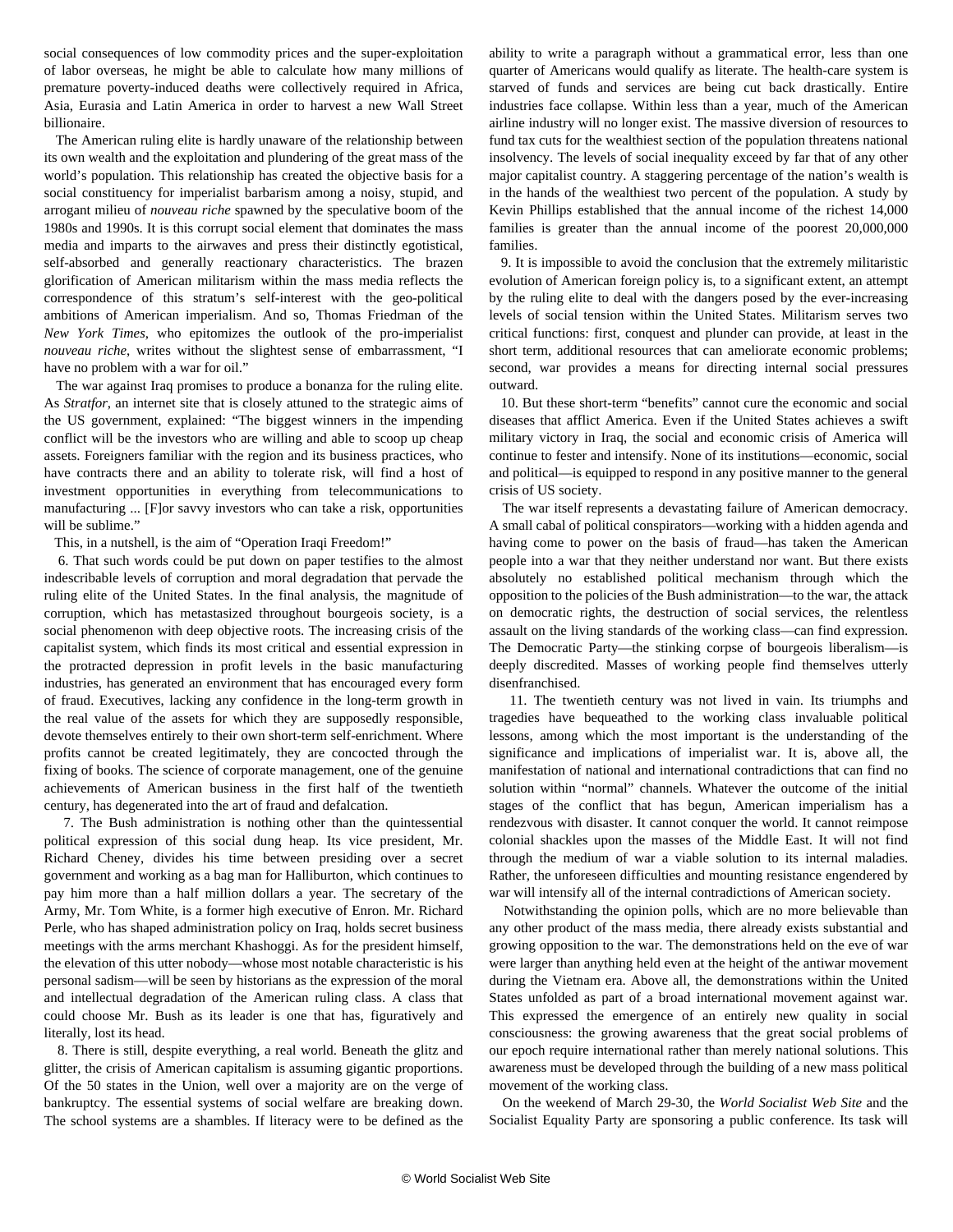social consequences of low commodity prices and the super-exploitation of labor overseas, he might be able to calculate how many millions of premature poverty-induced deaths were collectively required in Africa, Asia, Eurasia and Latin America in order to harvest a new Wall Street billionaire.

The American ruling elite is hardly unaware of the relationship between its own wealth and the exploitation and plundering of the great mass of the world's population. This relationship has created the objective basis for a social constituency for imperialist barbarism among a noisy, stupid, and arrogant milieu of *nouveau riche* spawned by the speculative boom of the 1980s and 1990s. It is this corrupt social element that dominates the mass media and imparts to the airwaves and press their distinctly egotistical, self-absorbed and generally reactionary characteristics. The brazen glorification of American militarism within the mass media reflects the correspondence of this stratum's self-interest with the geo-political ambitions of American imperialism. And so, Thomas Friedman of the *New York Times*, who epitomizes the outlook of the pro-imperialist *nouveau riche*, writes without the slightest sense of embarrassment, "I have no problem with a war for oil."

The war against Iraq promises to produce a bonanza for the ruling elite. As *Stratfor*, an internet site that is closely attuned to the strategic aims of the US government, explained: "The biggest winners in the impending conflict will be the investors who are willing and able to scoop up cheap assets. Foreigners familiar with the region and its business practices, who have contracts there and an ability to tolerate risk, will find a host of investment opportunities in everything from telecommunications to manufacturing ... [F]or savvy investors who can take a risk, opportunities will be sublime."

This, in a nutshell, is the aim of "Operation Iraqi Freedom!"

6. That such words could be put down on paper testifies to the almost indescribable levels of corruption and moral degradation that pervade the ruling elite of the United States. In the final analysis, the magnitude of corruption, which has metastasized throughout bourgeois society, is a social phenomenon with deep objective roots. The increasing crisis of the capitalist system, which finds its most critical and essential expression in the protracted depression in profit levels in the basic manufacturing industries, has generated an environment that has encouraged every form of fraud. Executives, lacking any confidence in the long-term growth in the real value of the assets for which they are supposedly responsible, devote themselves entirely to their own short-term self-enrichment. Where profits cannot be created legitimately, they are concocted through the fixing of books. The science of corporate management, one of the genuine achievements of American business in the first half of the twentieth century, has degenerated into the art of fraud and defalcation.

7. The Bush administration is nothing other than the quintessential political expression of this social dung heap. Its vice president, Mr. Richard Cheney, divides his time between presiding over a secret government and working as a bag man for Halliburton, which continues to pay him more than a half million dollars a year. The secretary of the Army, Mr. Tom White, is a former high executive of Enron. Mr. Richard Perle, who has shaped administration policy on Iraq, holds secret business meetings with the arms merchant Khashoggi. As for the president himself, the elevation of this utter nobody—whose most notable characteristic is his personal sadism—will be seen by historians as the expression of the moral and intellectual degradation of the American ruling class. A class that could choose Mr. Bush as its leader is one that has, figuratively and literally, lost its head.

8. There is still, despite everything, a real world. Beneath the glitz and glitter, the crisis of American capitalism is assuming gigantic proportions. Of the 50 states in the Union, well over a majority are on the verge of bankruptcy. The essential systems of social welfare are breaking down. The school systems are a shambles. If literacy were to be defined as the ability to write a paragraph without a grammatical error, less than one quarter of Americans would qualify as literate. The health-care system is starved of funds and services are being cut back drastically. Entire industries face collapse. Within less than a year, much of the American airline industry will no longer exist. The massive diversion of resources to fund tax cuts for the wealthiest section of the population threatens national insolvency. The levels of social inequality exceed by far that of any other major capitalist country. A staggering percentage of the nation's wealth is in the hands of the wealthiest two percent of the population. A study by Kevin Phillips established that the annual income of the richest 14,000 families is greater than the annual income of the poorest 20,000,000 families.

9. It is impossible to avoid the conclusion that the extremely militaristic evolution of American foreign policy is, to a significant extent, an attempt by the ruling elite to deal with the dangers posed by the ever-increasing levels of social tension within the United States. Militarism serves two critical functions: first, conquest and plunder can provide, at least in the short term, additional resources that can ameliorate economic problems; second, war provides a means for directing internal social pressures outward.

10. But these short-term "benefits" cannot cure the economic and social diseases that afflict America. Even if the United States achieves a swift military victory in Iraq, the social and economic crisis of America will continue to fester and intensify. None of its institutions—economic, social and political—is equipped to respond in any positive manner to the general crisis of US society.

The war itself represents a devastating failure of American democracy. A small cabal of political conspirators—working with a hidden agenda and having come to power on the basis of fraud—has taken the American people into a war that they neither understand nor want. But there exists absolutely no established political mechanism through which the opposition to the policies of the Bush administration—to the war, the attack on democratic rights, the destruction of social services, the relentless assault on the living standards of the working class—can find expression. The Democratic Party—the stinking corpse of bourgeois liberalism—is deeply discredited. Masses of working people find themselves utterly disenfranchised.

11. The twentieth century was not lived in vain. Its triumphs and tragedies have bequeathed to the working class invaluable political lessons, among which the most important is the understanding of the significance and implications of imperialist war. It is, above all, the manifestation of national and international contradictions that can find no solution within "normal" channels. Whatever the outcome of the initial stages of the conflict that has begun, American imperialism has a rendezvous with disaster. It cannot conquer the world. It cannot reimpose colonial shackles upon the masses of the Middle East. It will not find through the medium of war a viable solution to its internal maladies. Rather, the unforeseen difficulties and mounting resistance engendered by war will intensify all of the internal contradictions of American society.

Notwithstanding the opinion polls, which are no more believable than any other product of the mass media, there already exists substantial and growing opposition to the war. The demonstrations held on the eve of war were larger than anything held even at the height of the antiwar movement during the Vietnam era. Above all, the demonstrations within the United States unfolded as part of a broad international movement against war. This expressed the emergence of an entirely new quality in social consciousness: the growing awareness that the great social problems of our epoch require international rather than merely national solutions. This awareness must be developed through the building of a new mass political movement of the working class.

On the weekend of March 29-30, the *World Socialist Web Site* and the Socialist Equality Party are sponsoring a public conference. Its task will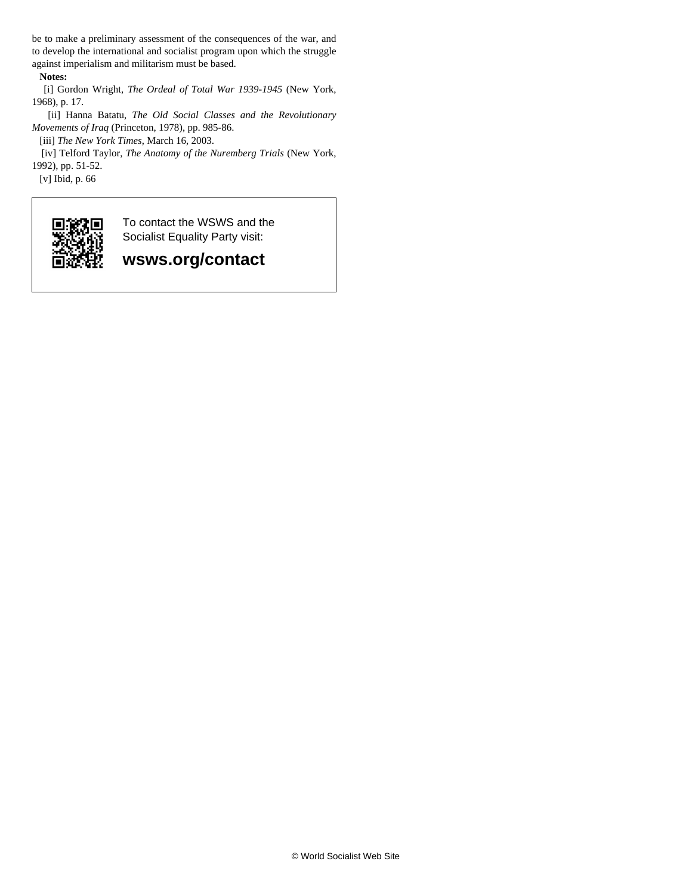be to make a preliminary assessment of the consequences of the war, and to develop the international and socialist program upon which the struggle against imperialism and militarism must be based.

**Notes:**

[i] Gordon Wright, *The Ordeal of Total War 1939-1945* (New York, 1968), p. 17.

[ii] Hanna Batatu, *The Old Social Classes and the Revolutionary Movements of Iraq* (Princeton, 1978), pp. 985-86.

[iii] *The New York Times*, March 16, 2003.

[iv] Telford Taylor, *The Anatomy of the Nuremberg Trials* (New York, 1992), pp. 51-52.

[v] Ibid, p. 66

To contact the WSWS and the Socialist Equality Party visit:

**wsws.org/contact**